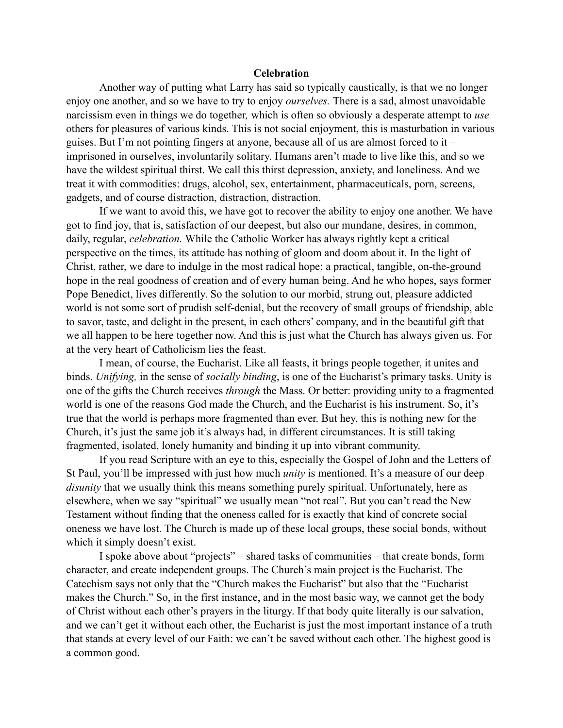# Celebration

Another way of putting what Larry has said so typically caustically, is that we no longer enjoy one another, and so we have to try to enjoy *ourselves.* There is a sad, almost unavoidable narcissism even in things we do together*,* which is often so obviously a desperate attempt to *use* others for pleasures of various kinds. This is not social enjoyment, this is masturbation in various guises. But I'm not pointing fingers at anyone, because all of us are almost forced to it – imprisoned in ourselves, involuntarily solitary. Humans aren't made to live like this, and so we have the wildest spiritual thirst. We call this thirst depression, anxiety, and loneliness. And we treat it with commodities: drugs, alcohol, sex, entertainment, pharmaceuticals, porn, screens, gadgets, and of course distraction, distraction, distraction.

If we want to avoid this, we have got to recover the ability to enjoy one another. We have got to find joy, that is, satisfaction of our deepest, but also our mundane, desires, in common, daily, regular, *celebration.* While the Catholic Worker has always rightly kept a critical perspective on the times, its attitude has nothing of gloom and doom about it. In the light of Christ, rather, we dare to indulge in the most radical hope; a practical, tangible, on-the-ground hope in the real goodness of creation and of every human being. And he who hopes, says former Pope Benedict, lives differently. So the solution to our morbid, strung out, pleasure addicted world is not some sort of prudish self-denial, but the recovery of small groups of friendship, able to savor, taste, and delight in the present, in each others' company, and in the beautiful gift that we all happen to be here together now. And this is just what the Church has always given us. For at the very heart of Catholicism lies the feast.

I mean, of course, the Eucharist. Like all feasts, it brings people together, it unites and binds. *Unifying,* in the sense of *socially binding*, is one of the Eucharist's primary tasks. Unity is one of the gifts the Church receives *through* the Mass. Or better: providing unity to a fragmented world is one of the reasons God made the Church, and the Eucharist is his instrument. So, it's true that the world is perhaps more fragmented than ever. But hey, this is nothing new for the Church, it's just the same job it's always had, in different circumstances. It is still taking fragmented, isolated, lonely humanity and binding it up into vibrant community.

If you read Scripture with an eye to this, especially the Gospel of John and the Letters of St Paul, you'll be impressed with just how much *unity* is mentioned. It's a measure of our deep *disunity* that we usually think this means something purely spiritual. Unfortunately, here as elsewhere, when we say "spiritual" we usually mean "not real". But you can't read the New Testament without finding that the oneness called for is exactly that kind of concrete social oneness we have lost. The Church is made up of these local groups, these social bonds, without which it simply doesn't exist.

I spoke above about "projects" – shared tasks of communities – that create bonds, form character, and create independent groups. The Church's main project is the Eucharist. The Catechism says not only that the "Church makes the Eucharist" but also that the "Eucharist makes the Church." So, in the first instance, and in the most basic way, we cannot get the body of Christ without each other's prayers in the liturgy. If that body quite literally is our salvation, and we can't get it without each other, the Eucharist is just the most important instance of a truth that stands at every level of our Faith: we can't be saved without each other. The highest good is a common good.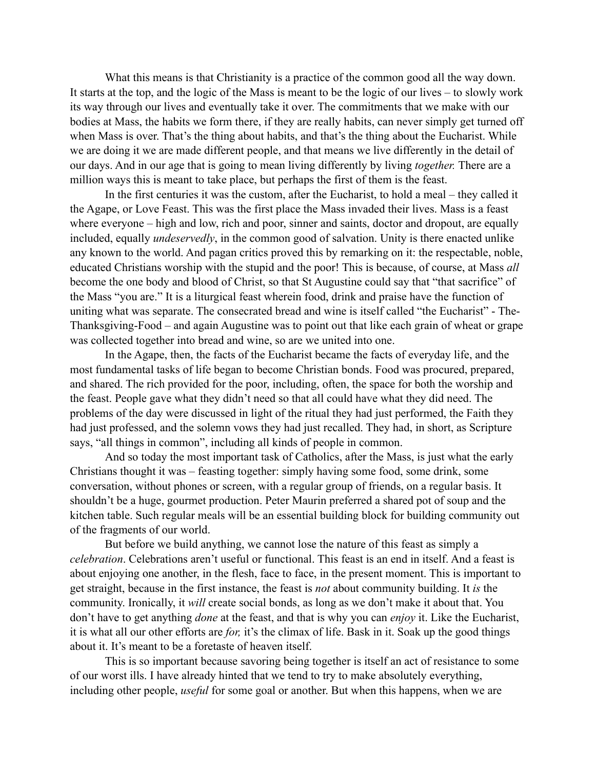What this means is that Christianity is a practice of the common good all the way down. It starts at the top, and the logic of the Mass is meant to be the logic of our lives – to slowly work its way through our lives and eventually take it over. The commitments that we make with our bodies at Mass, the habits we form there, if they are really habits, can never simply get turned off when Mass is over. That's the thing about habits, and that's the thing about the Eucharist. While we are doing it we are made different people, and that means we live differently in the detail of our days. And in our age that is going to mean living differently by living *together.* There are a million ways this is meant to take place, but perhaps the first of them is the feast.

In the first centuries it was the custom, after the Eucharist, to hold a meal – they called it the Agape, or Love Feast. This was the first place the Mass invaded their lives. Mass is a feast where everyone – high and low, rich and poor, sinner and saints, doctor and dropout, are equally included, equally *undeservedly*, in the common good of salvation. Unity is there enacted unlike any known to the world. And pagan critics proved this by remarking on it: the respectable, noble, educated Christians worship with the stupid and the poor! This is because, of course, at Mass *all* become the one body and blood of Christ, so that St Augustine could say that "that sacrifice" of the Mass "you are." It is a liturgical feast wherein food, drink and praise have the function of uniting what was separate. The consecrated bread and wine is itself called "the Eucharist" - The-Thanksgiving-Food – and again Augustine was to point out that like each grain of wheat or grape was collected together into bread and wine, so are we united into one.

In the Agape, then, the facts of the Eucharist became the facts of everyday life, and the most fundamental tasks of life began to become Christian bonds. Food was procured, prepared, and shared. The rich provided for the poor, including, often, the space for both the worship and the feast. People gave what they didn't need so that all could have what they did need. The problems of the day were discussed in light of the ritual they had just performed, the Faith they had just professed, and the solemn vows they had just recalled. They had, in short, as Scripture says, "all things in common", including all kinds of people in common.

And so today the most important task of Catholics, after the Mass, is just what the early Christians thought it was – feasting together: simply having some food, some drink, some conversation, without phones or screen, with a regular group of friends, on a regular basis. It shouldn't be a huge, gourmet production. Peter Maurin preferred a shared pot of soup and the kitchen table. Such regular meals will be an essential building block for building community out of the fragments of our world.

But before we build anything, we cannot lose the nature of this feast as simply a *celebration*. Celebrations aren't useful or functional. This feast is an end in itself. And a feast is about enjoying one another, in the flesh, face to face, in the present moment. This is important to get straight, because in the first instance, the feast is *not* about community building. It *is* the community. Ironically, it *will* create social bonds, as long as we don't make it about that. You don't have to get anything *done* at the feast, and that is why you can *enjoy* it. Like the Eucharist, it is what all our other efforts are *for,* it's the climax of life. Bask in it. Soak up the good things about it. It's meant to be a foretaste of heaven itself.

This is so important because savoring being together is itself an act of resistance to some of our worst ills. I have already hinted that we tend to try to make absolutely everything, including other people, *useful* for some goal or another. But when this happens, when we are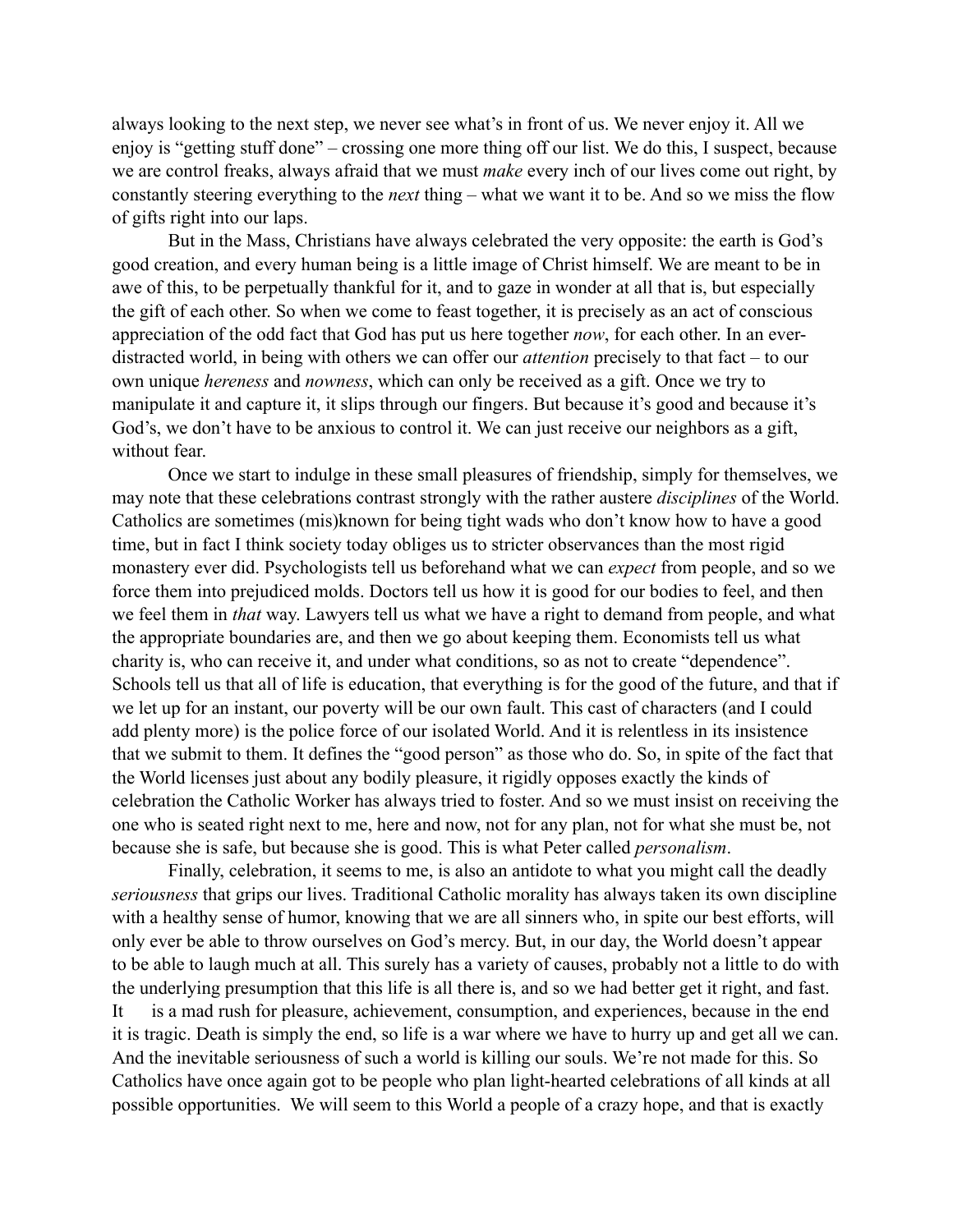always looking to the next step, we never see what's in front of us. We never enjoy it. All we enjoy is "getting stuff done" – crossing one more thing off our list. We do this, I suspect, because we are control freaks, always afraid that we must *make* every inch of our lives come out right, by constantly steering everything to the *next* thing – what we want it to be. And so we miss the flow of gifts right into our laps.

But in the Mass, Christians have always celebrated the very opposite: the earth is God's good creation, and every human being is a little image of Christ himself. We are meant to be in awe of this, to be perpetually thankful for it, and to gaze in wonder at all that is, but especially the gift of each other. So when we come to feast together, it is precisely as an act of conscious appreciation of the odd fact that God has put us here together *now*, for each other. In an ever-distracted world, in being with others we can offer our *attention* precisely to that fact – to our own unique *hereness* and *nowness*, which can only be received as a gift. Once we try to manipulate it and capture it, it slips through our fingers. But because it's good and because it's God's, we don't have to be anxious to control it. We can just receive our neighbors as a gift, without fear.

Once we start to indulge in these small pleasures of friendship, simply for themselves, we may note that these celebrations contrast strongly with the rather austere *disciplines* of the World. Catholics are sometimes (mis)known for being tight wads who don't know how to have a good time, but in fact I think society today obliges us to stricter observances than the most rigid monastery ever did. Psychologists tell us beforehand what we can *expect* from people, and so we force them into prejudiced molds. Doctors tell us how it is good for our bodies to feel, and then we feel them in *that* way. Lawyers tell us what we have a right to demand from people, and what the appropriate boundaries are, and then we go about keeping them. Economists tell us what charity is, who can receive it, and under what conditions, so as not to create "dependence". Schools tell us that all of life is education, that everything is for the good of the future, and that if we let up for an instant, our poverty will be our own fault. This cast of characters (and I could add plenty more) is the police force of our isolated World. And it is relentless in its insistence that we submit to them. It defines the "good person" as those who do. So, in spite of the fact that the World licenses just about any bodily pleasure, it rigidly opposes exactly the kinds of celebration the Catholic Worker has always tried to foster. And so we must insist on receiving the one who is seated right next to me, here and now, not for any plan, not for what she must be, not because she is safe, but because she is good. This is what Peter called *personalism*.

Finally, celebration, it seems to me, is also an antidote to what you might call the deadly *seriousness* that grips our lives. Traditional Catholic morality has always taken its own discipline with a healthy sense of humor, knowing that we are all sinners who, in spite our best efforts, will only ever be able to throw ourselves on God's mercy. But, in our day, the World doesn't appear to be able to laugh much at all. This surely has a variety of causes, probably not a little to do with the underlying presumption that this life is all there is, and so we had better get it right, and fast. It is a mad rush for pleasure, achievement, consumption, and experiences, because in the end it is tragic. Death is simply the end, so life is a war where we have to hurry up and get all we can. And the inevitable seriousness of such a world is killing our souls. We're not made for this. So Catholics have once again got to be people who plan light-hearted celebrations of all kinds at all possible opportunities. We will seem to this World a people of a crazy hope, and that is exactly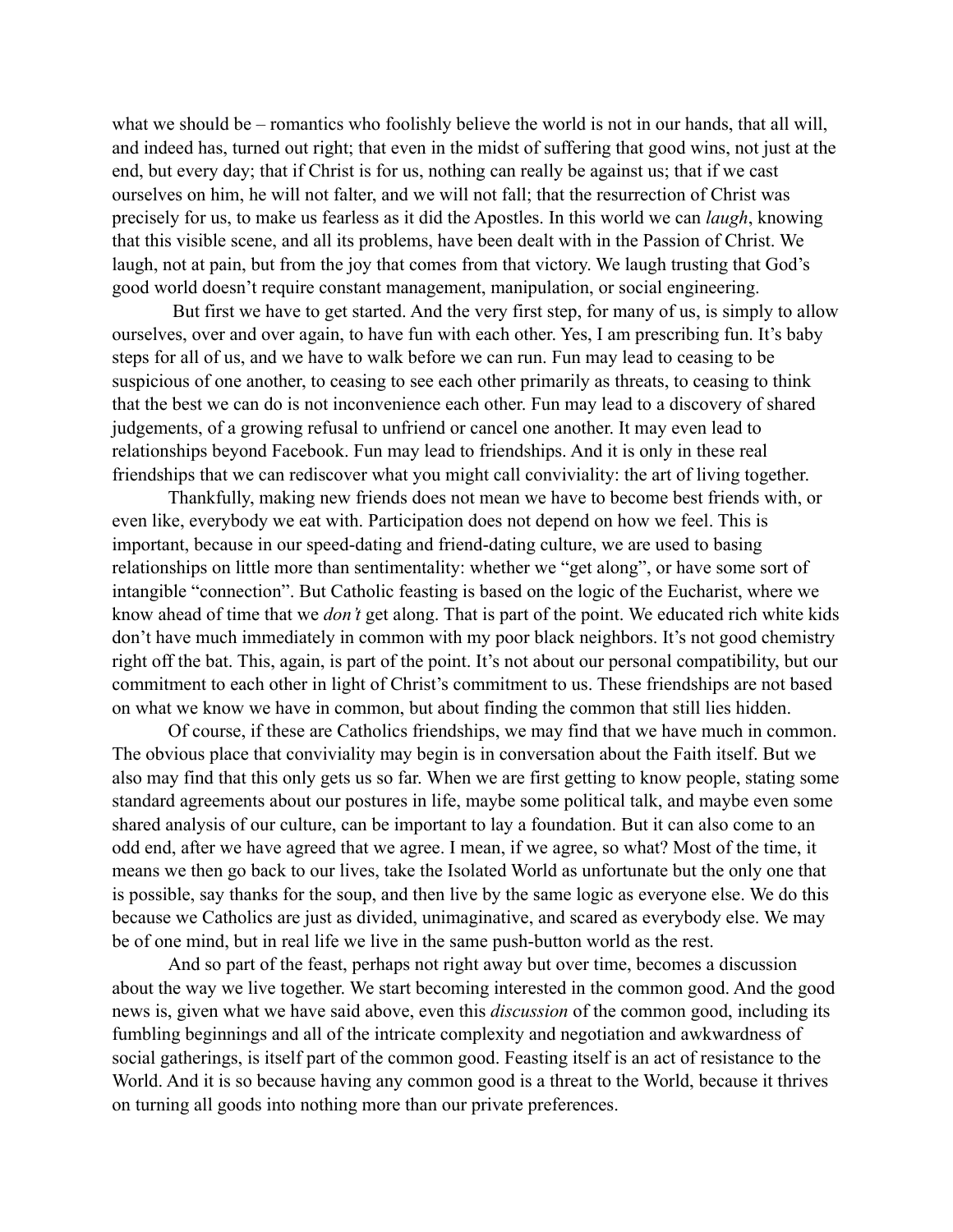what we should be – romantics who foolishly believe the world is not in our hands, that all will, and indeed has, turned out right; that even in the midst of suffering that good wins, not just at the end, but every day; that if Christ is for us, nothing can really be against us; that if we cast ourselves on him, he will not falter, and we will not fall; that the resurrection of Christ was precisely for us, to make us fearless as it did the Apostles. In this world we can *laugh*, knowing that this visible scene, and all its problems, have been dealt with in the Passion of Christ. We laugh, not at pain, but from the joy that comes from that victory. We laugh trusting that God's good world doesn't require constant management, manipulation, or social engineering.

But first we have to get started. And the very first step, for many of us, is simply to allow ourselves, over and over again, to have fun with each other. Yes, I am prescribing fun. It's baby steps for all of us, and we have to walk before we can run. Fun may lead to ceasing to be suspicious of one another, to ceasing to see each other primarily as threats, to ceasing to think that the best we can do is not inconvenience each other. Fun may lead to a discovery of shared judgements, of a growing refusal to unfriend or cancel one another. It may even lead to relationships beyond Facebook. Fun may lead to friendships. And it is only in these real friendships that we can rediscover what you might call conviviality: the art of living together.

Thankfully, making new friends does not mean we have to become best friends with, or even like, everybody we eat with. Participation does not depend on how we feel. This is important, because in our speed-dating and friend-dating culture, we are used to basing relationships on little more than sentimentality: whether we "get along", or have some sort of intangible "connection". But Catholic feasting is based on the logic of the Eucharist, where we know ahead of time that we *don't* get along. That is part of the point. We educated rich white kids don't have much immediately in common with my poor black neighbors. It's not good chemistry right off the bat. This, again, is part of the point. It's not about our personal compatibility, but our commitment to each other in light of Christ's commitment to us. These friendships are not based on what we know we have in common, but about finding the common that still lies hidden.

Of course, if these are Catholics friendships, we may find that we have much in common. The obvious place that conviviality may begin is in conversation about the Faith itself. But we also may find that this only gets us so far. When we are first getting to know people, stating some standard agreements about our postures in life, maybe some political talk, and maybe even some shared analysis of our culture, can be important to lay a foundation. But it can also come to an odd end, after we have agreed that we agree. I mean, if we agree, so what? Most of the time, it means we then go back to our lives, take the Isolated World as unfortunate but the only one that is possible, say thanks for the soup, and then live by the same logic as everyone else. We do this because we Catholics are just as divided, unimaginative, and scared as everybody else. We may be of one mind, but in real life we live in the same push-button world as the rest.

And so part of the feast, perhaps not right away but over time, becomes a discussion about the way we live together. We start becoming interested in the common good. And the good news is, given what we have said above, even this *discussion* of the common good, including its fumbling beginnings and all of the intricate complexity and negotiation and awkwardness of social gatherings, is itself part of the common good. Feasting itself is an act of resistance to the World. And it is so because having any common good is a threat to the World, because it thrives on turning all goods into nothing more than our private preferences.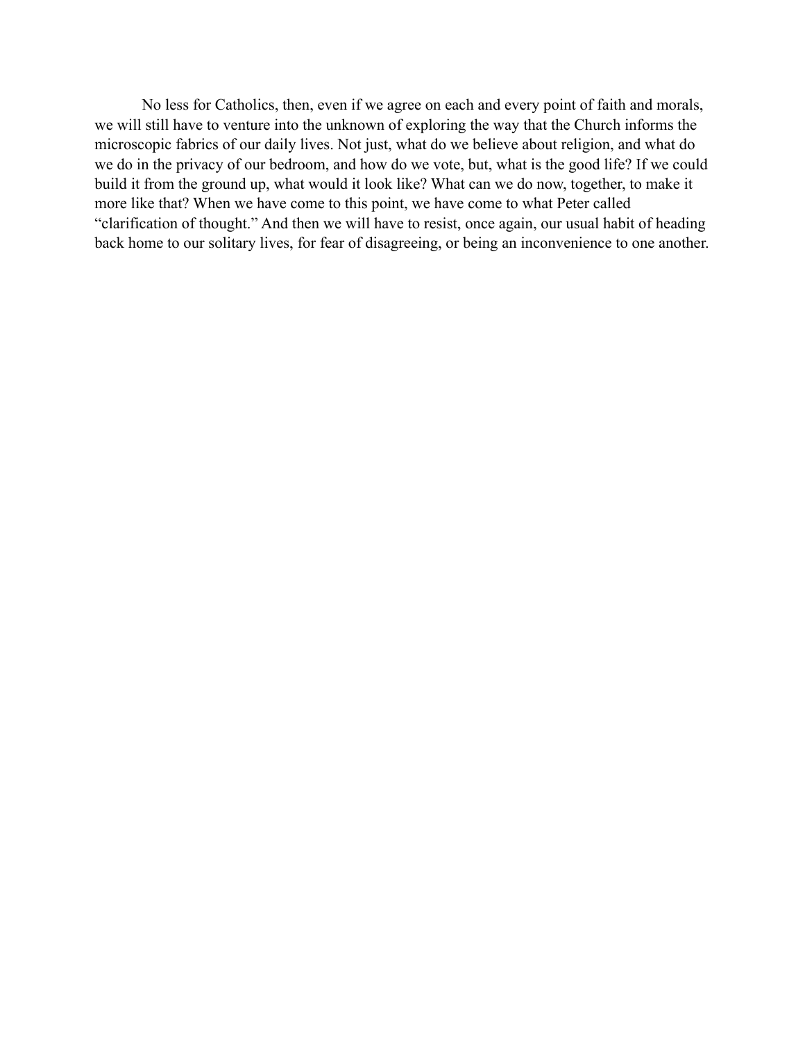No less for Catholics, then, even if we agree on each and every point of faith and morals, we will still have to venture into the unknown of exploring the way that the Church informs the microscopic fabrics of our daily lives. Not just, what do we believe about religion, and what do we do in the privacy of our bedroom, and how do we vote, but, what is the good life? If we could build it from the ground up, what would it look like? What can we do now, together, to make it more like that? When we have come to this point, we have come to what Peter called "clarification of thought." And then we will have to resist, once again, our usual habit of heading back home to our solitary lives, for fear of disagreeing, or being an inconvenience to one another.